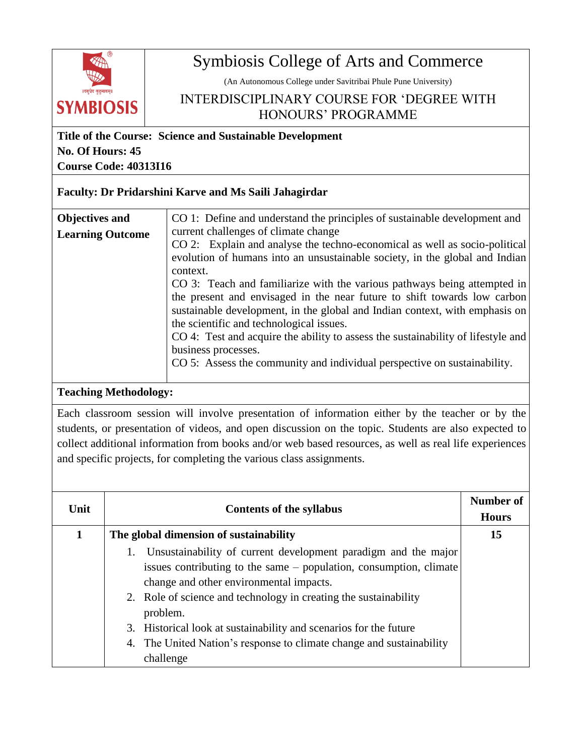# Symbiosis College of Arts and Commerce

(An Autonomous College under Savitribai Phule Pune University)

## INTERDISCIPLINARY COURSE FOR 'DEGREE WITH HONOURS' PROGRAMME

**Title of the Course: Science and Sustainable Development**
**No. Of Hours: 45**
**Course Code: 40313I16**

**Faculty: Dr Pridarshini Karve and Ms Saili Jahagirdar**

| **Objectives and Learning Outcome** | CO 1: Define and understand the principles of sustainable development and current challenges of climate change<br>CO 2: Explain and analyse the techno-economical as well as socio-political evolution of humans into an unsustainable society, in the global and Indian context.<br>CO 3: Teach and familiarize with the various pathways being attempted in the present and envisaged in the near future to shift towards low carbon sustainable development, in the global and Indian context, with emphasis on the scientific and technological issues.<br>CO 4: Test and acquire the ability to assess the sustainability of lifestyle and business processes.<br>CO 5: Assess the community and individual perspective on sustainability. |
|---|---|

**Teaching Methodology:**

Each classroom session will involve presentation of information either by the teacher or by the students, or presentation of videos, and open discussion on the topic. Students are also expected to collect additional information from books and/or web based resources, as well as real life experiences and specific projects, for completing the various class assignments.

| Unit | Contents of the syllabus | Number of Hours |
|---|---|---|
| 1 | **The global dimension of sustainability**<br>1. Unsustainability of current development paradigm and the major issues contributing to the same – population, consumption, climate change and other environmental impacts.<br>2. Role of science and technology in creating the sustainability problem.<br>3. Historical look at sustainability and scenarios for the future<br>4. The United Nation's response to climate change and sustainability challenge | 15 |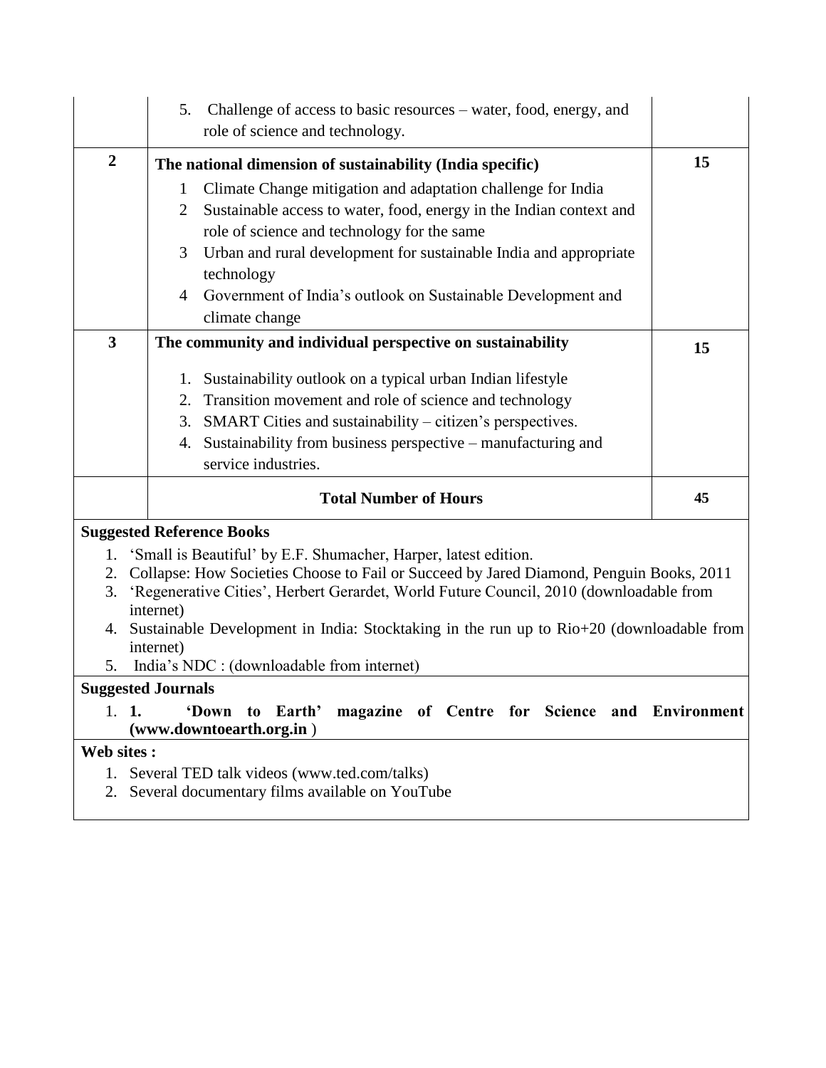| | | |
|---|---|---|
| | 5. Challenge of access to basic resources – water, food, energy, and role of science and technology. | |
| **2** | **The national dimension of sustainability (India specific)**<br>1 Climate Change mitigation and adaptation challenge for India<br>2 Sustainable access to water, food, energy in the Indian context and role of science and technology for the same<br>3 Urban and rural development for sustainable India and appropriate technology<br>4 Government of India's outlook on Sustainable Development and climate change | **15** |
| **3** | **The community and individual perspective on sustainability**<br>1. Sustainability outlook on a typical urban Indian lifestyle<br>2. Transition movement and role of science and technology<br>3. SMART Cities and sustainability – citizen's perspectives.<br>4. Sustainability from business perspective – manufacturing and service industries. | **15** |
| | **Total Number of Hours** | **45** |

**Suggested Reference Books**

1. 'Small is Beautiful' by E.F. Shumacher, Harper, latest edition.
2. Collapse: How Societies Choose to Fail or Succeed by Jared Diamond, Penguin Books, 2011
3. 'Regenerative Cities', Herbert Gerardet, World Future Council, 2010 (downloadable from internet)
4. Sustainable Development in India: Stocktaking in the run up to Rio+20 (downloadable from internet)
5. India's NDC : (downloadable from internet)

**Suggested Journals**

1. **1. 'Down to Earth' magazine of Centre for Science and Environment (www.downtoearth.org.in** )

**Web sites :**

1. Several TED talk videos (www.ted.com/talks)
2. Several documentary films available on YouTube